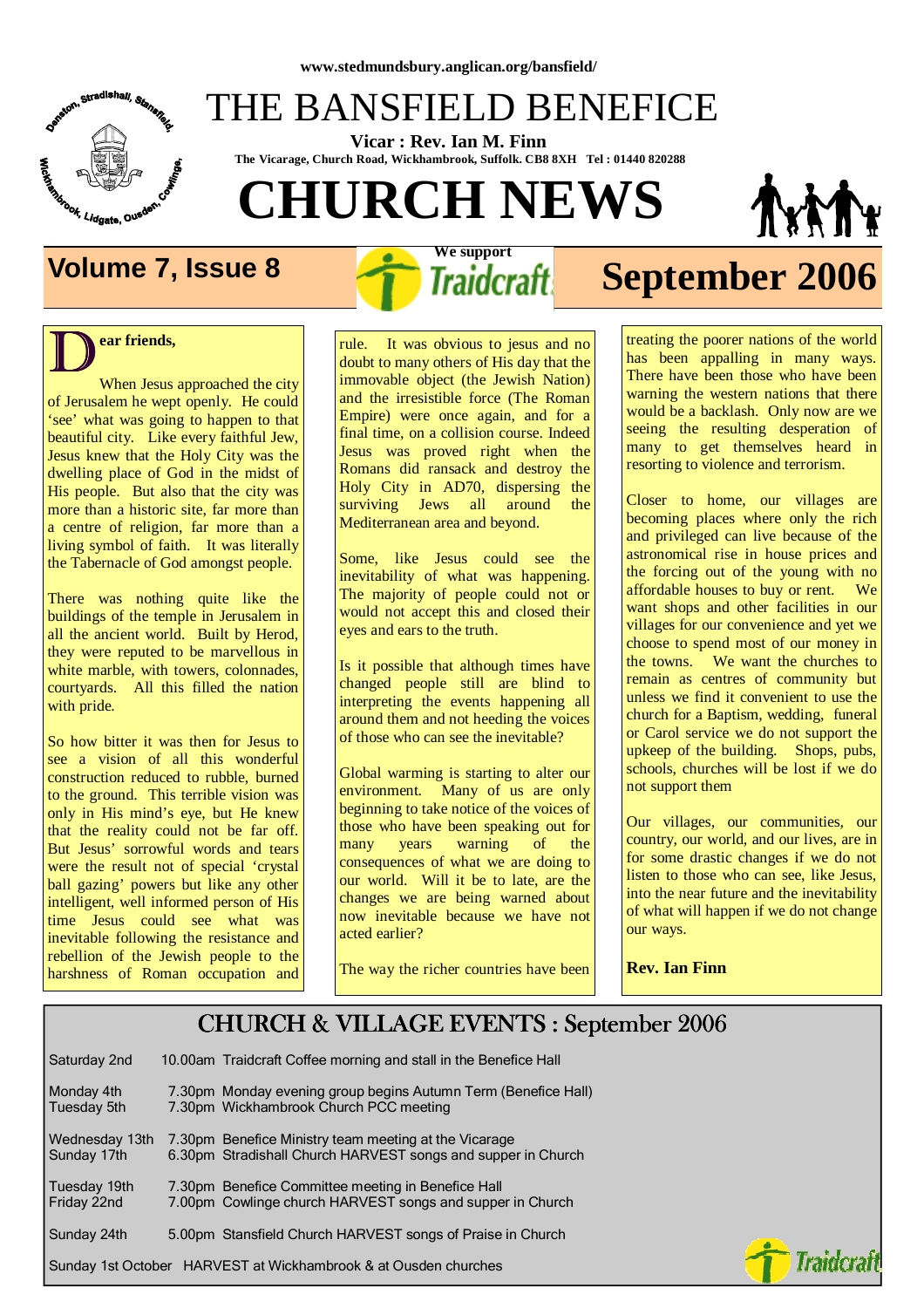www.stedmundsbury.anglican.org/bansfield/

# THE BANSFIELD BENEFICE

**Vicar : Rev. Ian M. Finn**

**The Vicarage, Church Road, Wickhambrook, Suffolk. CB8 8XH Tel : 01440 820288**

# CHURCH NEWS

**Volume 7, Issue 8** — **We support Traidcraft** — **September 2006**

**Dear friends,**

When Jesus approached the city of Jerusalem he wept openly. He could 'see' what was going to happen to that beautiful city. Like every faithful Jew, Jesus knew that the Holy City was the dwelling place of God in the midst of His people. But also that the city was more than a historic site, far more than a centre of religion, far more than a living symbol of faith. It was literally the Tabernacle of God amongst people.

There was nothing quite like the buildings of the temple in Jerusalem in all the ancient world. Built by Herod, they were reputed to be marvellous in white marble, with towers, colonnades, courtyards. All this filled the nation with pride.

So how bitter it was then for Jesus to see a vision of all this wonderful construction reduced to rubble, burned to the ground. This terrible vision was only in His mind's eye, but He knew that the reality could not be far off. But Jesus' sorrowful words and tears were the result not of special 'crystal ball gazing' powers but like any other intelligent, well informed person of His time Jesus could see what was inevitable following the resistance and rebellion of the Jewish people to the harshness of Roman occupation and rule. It was obvious to jesus and no doubt to many others of His day that the immovable object (the Jewish Nation) and the irresistible force (The Roman Empire) were once again, and for a final time, on a collision course. Indeed Jesus was proved right when the Romans did ransack and destroy the Holy City in AD70, dispersing the surviving Jews all around the Mediterranean area and beyond.

Some, like Jesus could see the inevitability of what was happening. The majority of people could not or would not accept this and closed their eyes and ears to the truth.

Is it possible that although times have changed people still are blind to interpreting the events happening all around them and not heeding the voices of those who can see the inevitable?

Global warming is starting to alter our environment. Many of us are only beginning to take notice of the voices of those who have been speaking out for many years warning of the consequences of what we are doing to our world. Will it be to late, are the changes we are being warned about now inevitable because we have not acted earlier?

The way the richer countries have been treating the poorer nations of the world has been appalling in many ways. There have been those who have been warning the western nations that there would be a backlash. Only now are we seeing the resulting desperation of many to get themselves heard in resorting to violence and terrorism.

Closer to home, our villages are becoming places where only the rich and privileged can live because of the astronomical rise in house prices and the forcing out of the young with no affordable houses to buy or rent. We want shops and other facilities in our villages for our convenience and yet we choose to spend most of our money in the towns. We want the churches to remain as centres of community but unless we find it convenient to use the church for a Baptism, wedding, funeral or Carol service we do not support the upkeep of the building. Shops, pubs, schools, churches will be lost if we do not support them

Our villages, our communities, our country, our world, and our lives, are in for some drastic changes if we do not listen to those who can see, like Jesus, into the near future and the inevitability of what will happen if we do not change our ways.

**Rev. Ian Finn**

## CHURCH & VILLAGE EVENTS : September 2006

| | |
|---|---|
| Saturday 2nd | 10.00am Traidcraft Coffee morning and stall in the Benefice Hall |
| Monday 4th | 7.30pm Monday evening group begins Autumn Term (Benefice Hall) |
| Tuesday 5th | 7.30pm Wickhambrook Church PCC meeting |
| Wednesday 13th | 7.30pm Benefice Ministry team meeting at the Vicarage |
| Sunday 17th | 6.30pm Stradishall Church HARVEST songs and supper in Church |
| Tuesday 19th | 7.30pm Benefice Committee meeting in Benefice Hall |
| Friday 22nd | 7.00pm Cowlinge church HARVEST songs and supper in Church |
| Sunday 24th | 5.00pm Stansfield Church HARVEST songs of Praise in Church |
| Sunday 1st October | HARVEST at Wickhambrook & at Ousden churches |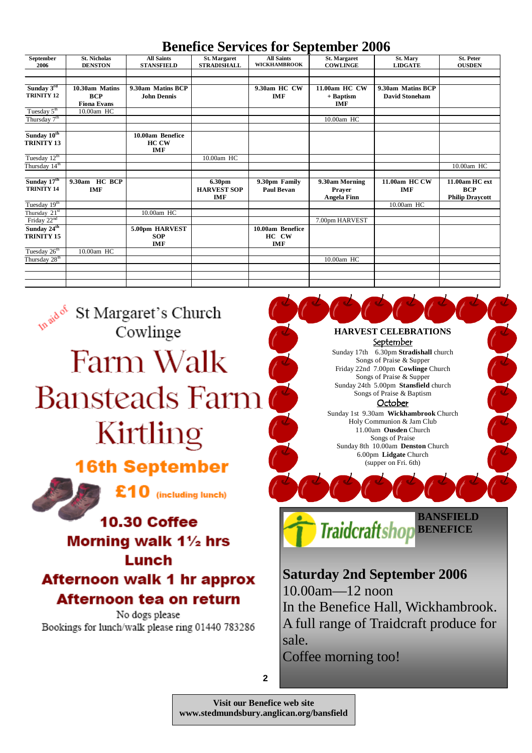# Benefice Services for September 2006

| September 2006 | St. Nicholas DENSTON | All Saints STANSFIELD | St. Margaret STRADISHALL | All Saints WICKHAMBROOK | St. Margaret COWLINGE | St. Mary LIDGATE | St. Peter OUSDEN |
|---|---|---|---|---|---|---|---|
| **Sunday 3rd TRINITY 12** | **10.30am Matins BCP Fiona Evans** | **9.30am Matins BCP John Dennis** | | **9.30am HC CW IMF** | **11.00am HC CW + Baptism IMF** | **9.30am Matins BCP David Stoneham** | |
| Tuesday 5th | 10.00am HC | | | | | | |
| Thursday 7th | | | | | 10.00am HC | | |
| **Sunday 10th TRINITY 13** | | **10.00am Benefice HC CW IMF** | | | | | |
| Tuesday 12th | | | 10.00am HC | | | | |
| Thursday 14th | | | | | | | 10.00am HC |
| **Sunday 17th TRINITY 14** | **9.30am HC BCP IMF** | | **6.30pm HARVEST SOP IMF** | **9.30pm Family Paul Bevan** | **9.30am Morning Prayer Angela Finn** | **11.00am HC CW IMF** | **11.00am HC ext BCP Philip Draycott** |
| Tuesday 19th | | | | | | 10.00am HC | |
| Thursday 21st | | 10.00am HC | | | | | |
| Friday 22nd | | | | | 7.00pm HARVEST | | |
| **Sunday 24th TRINITY 15** | | **5.00pm HARVEST SOP IMF** | | **10.00am Benefice HC CW IMF** | | | |
| Tuesday 26th | 10.00am HC | | | | | | |
| Thursday 28th | | | | | 10.00am HC | | |

In aid of St Margaret's Church Cowlinge

# Farm Walk Bansteads Farm Kirtling

## 16th September

**£10 (including lunch)**

**10.30 Coffee**
**Morning walk 1½ hrs**
**Lunch**
**Afternoon walk 1 hr approx**
**Afternoon tea on return**

No dogs please

Bookings for lunch/walk please ring 01440 783286

## HARVEST CELEBRATIONS

September

Sunday 17th 6.30pm **Stradishall** church
Songs of Praise & Supper
Friday 22nd 7.00pm **Cowlinge** Church
Songs of Praise & Supper
Sunday 24th 5.00pm **Stansfield** church
Songs of Praise & Baptism

October

Sunday 1st 9.30am **Wickhambrook** Church
Holy Communion & Jam Club
11.00am **Ousden** Church
Songs of Praise
Sunday 8th 10.00am **Denston** Church
6.00pm **Lidgate** Church
(supper on Fri. 6th)

Traidcraftshop **BANSFIELD BENEFICE**

**Saturday 2nd September 2006**
10.00am—12 noon
In the Benefice Hall, Wickhambrook.
A full range of Traidcraft produce for sale.
Coffee morning too!

**Visit our Benefice web site**
**www.stedmundsbury.anglican.org/bansfield**